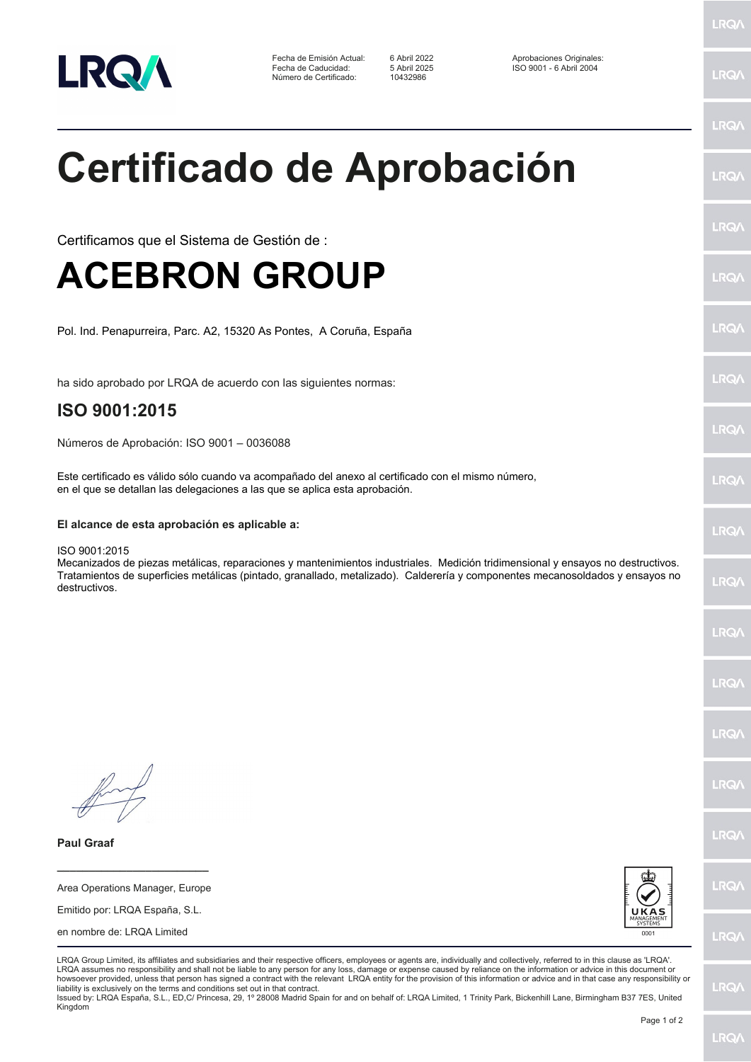| | | |
|---|---|---|
| Fecha de Emisión Actual: | 6 Abril 2022 | Aprobaciones Originales: |
| Fecha de Caducidad: | 5 Abril 2025 | ISO 9001 - 6 Abril 2004 |
| Número de Certificado: | 10432986 | |

# Certificado de Aprobación

Certificamos que el Sistema de Gestión de :

# ACEBRON GROUP

Pol. Ind. Penapurreira, Parc. A2, 15320 As Pontes, A Coruña, España

ha sido aprobado por LRQA de acuerdo con las siguientes normas:

## ISO 9001:2015

Números de Aprobación: ISO 9001 – 0036088

Este certificado es válido sólo cuando va acompañado del anexo al certificado con el mismo número, en el que se detallan las delegaciones a las que se aplica esta aprobación.

**El alcance de esta aprobación es aplicable a:**

ISO 9001:2015
Mecanizados de piezas metálicas, reparaciones y mantenimientos industriales. Medición tridimensional y ensayos no destructivos. Tratamientos de superficies metálicas (pintado, granallado, metalizado). Calderería y componentes mecanosoldados y ensayos no destructivos.

**Paul Graaf**

Area Operations Manager, Europe

Emitido por: LRQA España, S.L.

en nombre de: LRQA Limited

UKAS MANAGEMENT SYSTEMS 0001

LRQA Group Limited, its affiliates and subsidiaries and their respective officers, employees or agents are, individually and collectively, referred to in this clause as 'LRQA'. LRQA assumes no responsibility and shall not be liable to any person for any loss, damage or expense caused by reliance on the information or advice in this document or howsoever provided, unless that person has signed a contract with the relevant LRQA entity for the provision of this information or advice and in that case any responsibility or liability is exclusively on the terms and conditions set out in that contract.
Issued by: LRQA España, S.L., ED,C/ Princesa, 29, 1º 28008 Madrid Spain for and on behalf of: LRQA Limited, 1 Trinity Park, Bickenhill Lane, Birmingham B37 7ES, United Kingdom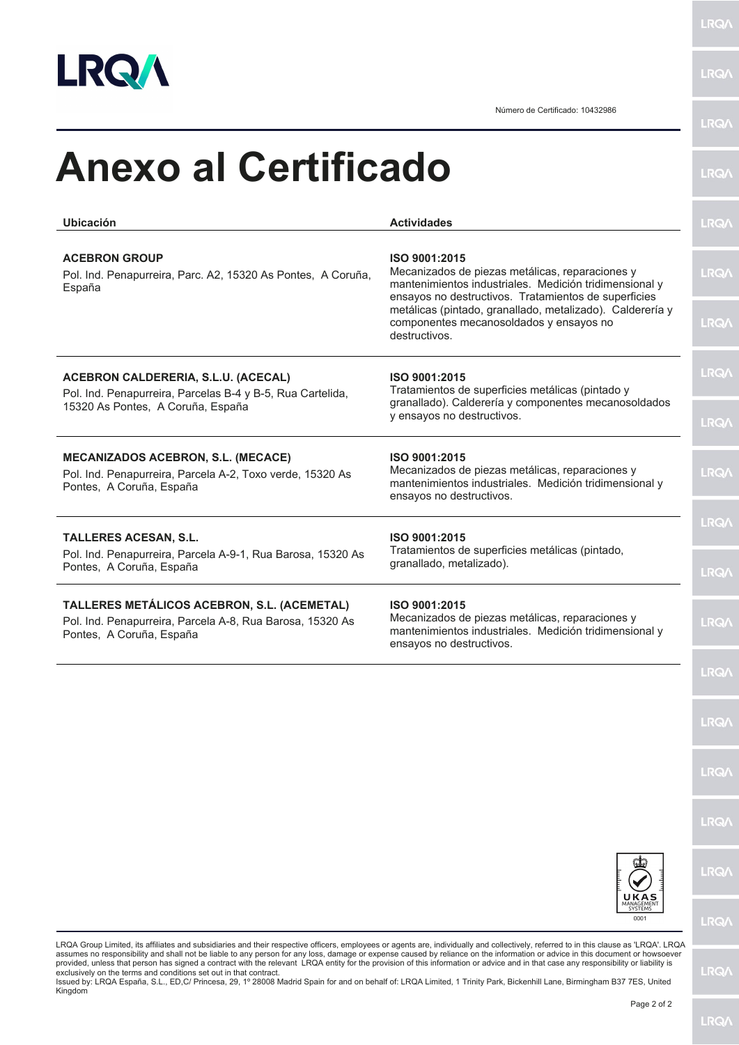Número de Certificado: 10432986

# Anexo al Certificado

| Ubicación | Actividades |
| --- | --- |
| **ACEBRON GROUP**<br>Pol. Ind. Penapurreira, Parc. A2, 15320 As Pontes, A Coruña, España | **ISO 9001:2015**<br>Mecanizados de piezas metálicas, reparaciones y mantenimientos industriales. Medición tridimensional y ensayos no destructivos. Tratamientos de superficies metálicas (pintado, granallado, metalizado). Calderería y componentes mecanosoldados y ensayos no destructivos. |
| **ACEBRON CALDERERIA, S.L.U. (ACECAL)**<br>Pol. Ind. Penapurreira, Parcelas B-4 y B-5, Rua Cartelida, 15320 As Pontes, A Coruña, España | **ISO 9001:2015**<br>Tratamientos de superficies metálicas (pintado y granallado). Calderería y componentes mecanosoldados y ensayos no destructivos. |
| **MECANIZADOS ACEBRON, S.L. (MECACE)**<br>Pol. Ind. Penapurreira, Parcela A-2, Toxo verde, 15320 As Pontes, A Coruña, España | **ISO 9001:2015**<br>Mecanizados de piezas metálicas, reparaciones y mantenimientos industriales. Medición tridimensional y ensayos no destructivos. |
| **TALLERES ACESAN, S.L.**<br>Pol. Ind. Penapurreira, Parcela A-9-1, Rua Barosa, 15320 As Pontes, A Coruña, España | **ISO 9001:2015**<br>Tratamientos de superficies metálicas (pintado, granallado, metalizado). |
| **TALLERES METÁLICOS ACEBRON, S.L. (ACEMETAL)**<br>Pol. Ind. Penapurreira, Parcela A-8, Rua Barosa, 15320 As Pontes, A Coruña, España | **ISO 9001:2015**<br>Mecanizados de piezas metálicas, reparaciones y mantenimientos industriales. Medición tridimensional y ensayos no destructivos. |

UKAS MANAGEMENT SYSTEMS 0001

LRQA Group Limited, its affiliates and subsidiaries and their respective officers, employees or agents are, individually and collectively, referred to in this clause as 'LRQA'. LRQA assumes no responsibility and shall not be liable to any person for any loss, damage or expense caused by reliance on the information or advice in this document or howsoever provided, unless that person has signed a contract with the relevant LRQA entity for the provision of this information or advice and in that case any responsibility or liability is exclusively on the terms and conditions set out in that contract.
Issued by: LRQA España, S.L., ED,C/ Princesa, 29, 1º 28008 Madrid Spain for and on behalf of: LRQA Limited, 1 Trinity Park, Bickenhill Lane, Birmingham B37 7ES, United Kingdom